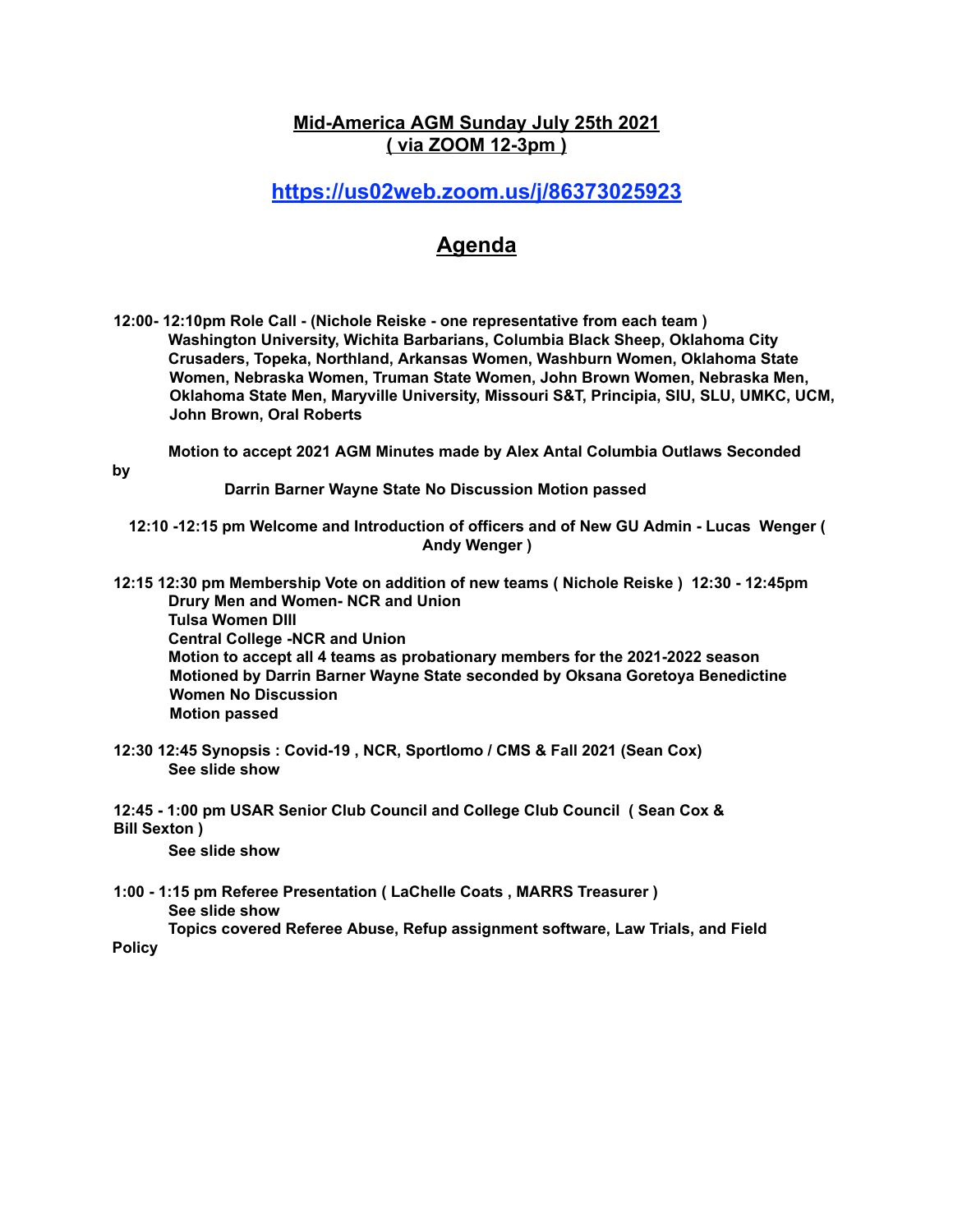## Mid-America AGM Sunday July 25th 2021
## ( via ZOOM 12-3pm )

### https://us02web.zoom.us/j/86373025923

# Agenda

**12:00- 12:10pm Role Call - (Nichole Reiske - one representative from each team )**
**Washington University, Wichita Barbarians, Columbia Black Sheep, Oklahoma City Crusaders, Topeka, Northland, Arkansas Women, Washburn Women, Oklahoma State Women, Nebraska Women, Truman State Women, John Brown Women, Nebraska Men, Oklahoma State Men, Maryville University, Missouri S&T, Principia, SIU, SLU, UMKC, UCM, John Brown, Oral Roberts**

**Motion to accept 2021 AGM Minutes made by Alex Antal Columbia Outlaws Seconded by Darrin Barner Wayne State No Discussion Motion passed**

**12:10 -12:15 pm Welcome and Introduction of officers and of New GU Admin - Lucas Wenger ( Andy Wenger )**

**12:15 12:30 pm Membership Vote on addition of new teams ( Nichole Reiske ) 12:30 - 12:45pm**
**Drury Men and Women- NCR and Union**
**Tulsa Women DIII**
**Central College -NCR and Union**
**Motion to accept all 4 teams as probationary members for the 2021-2022 season**
**Motioned by Darrin Barner Wayne State seconded by Oksana Goretoya Benedictine Women No Discussion**
**Motion passed**

**12:30 12:45 Synopsis : Covid-19 , NCR, Sportlomo / CMS & Fall 2021 (Sean Cox)**
**See slide show**

**12:45 - 1:00 pm USAR Senior Club Council and College Club Council ( Sean Cox & Bill Sexton )**
**See slide show**

**1:00 - 1:15 pm Referee Presentation ( LaChelle Coats , MARRS Treasurer )**
**See slide show**
**Topics covered Referee Abuse, Refup assignment software, Law Trials, and Field Policy**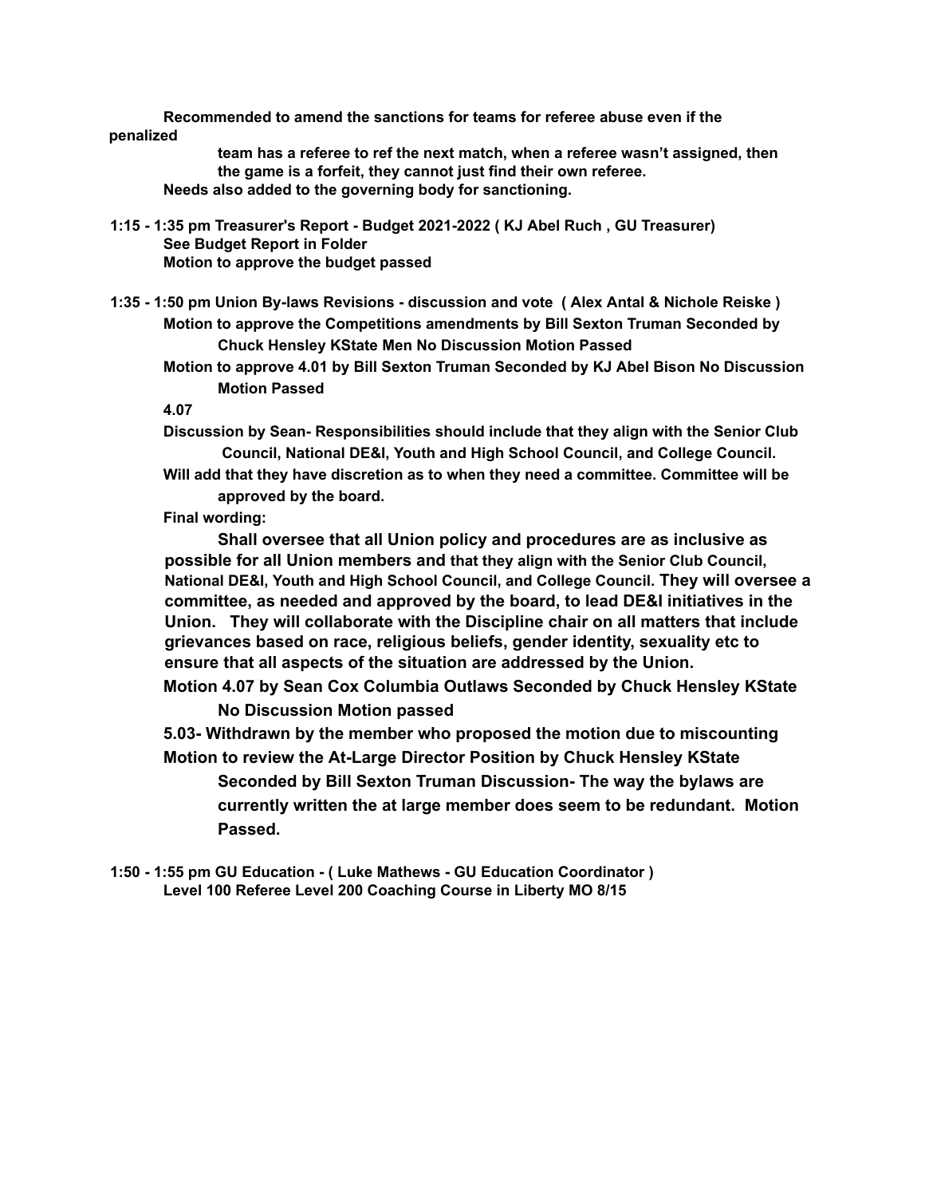**Recommended to amend the sanctions for teams for referee abuse even if the penalized team has a referee to ref the next match, when a referee wasn't assigned, then the game is a forfeit, they cannot just find their own referee.**

**Needs also added to the governing body for sanctioning.**

**1:15 - 1:35 pm Treasurer's Report - Budget 2021-2022 ( KJ Abel Ruch , GU Treasurer)**

**See Budget Report in Folder**

**Motion to approve the budget passed**

**1:35 - 1:50 pm Union By-laws Revisions - discussion and vote ( Alex Antal & Nichole Reiske )**

**Motion to approve the Competitions amendments by Bill Sexton Truman Seconded by Chuck Hensley KState Men No Discussion Motion Passed**

**Motion to approve 4.01 by Bill Sexton Truman Seconded by KJ Abel Bison No Discussion Motion Passed**

**4.07**

**Discussion by Sean- Responsibilities should include that they align with the Senior Club Council, National DE&I, Youth and High School Council, and College Council.**

**Will add that they have discretion as to when they need a committee. Committee will be approved by the board.**

**Final wording:**

**Shall oversee that all Union policy and procedures are as inclusive as possible for all Union members and that they align with the Senior Club Council, National DE&I, Youth and High School Council, and College Council. They will oversee a committee, as needed and approved by the board, to lead DE&I initiatives in the Union. They will collaborate with the Discipline chair on all matters that include grievances based on race, religious beliefs, gender identity, sexuality etc to ensure that all aspects of the situation are addressed by the Union.**

**Motion 4.07 by Sean Cox Columbia Outlaws Seconded by Chuck Hensley KState No Discussion Motion passed**

**5.03- Withdrawn by the member who proposed the motion due to miscounting**

**Motion to review the At-Large Director Position by Chuck Hensley KState Seconded by Bill Sexton Truman Discussion- The way the bylaws are currently written the at large member does seem to be redundant. Motion Passed.**

**1:50 - 1:55 pm GU Education - ( Luke Mathews - GU Education Coordinator )**

**Level 100 Referee Level 200 Coaching Course in Liberty MO 8/15**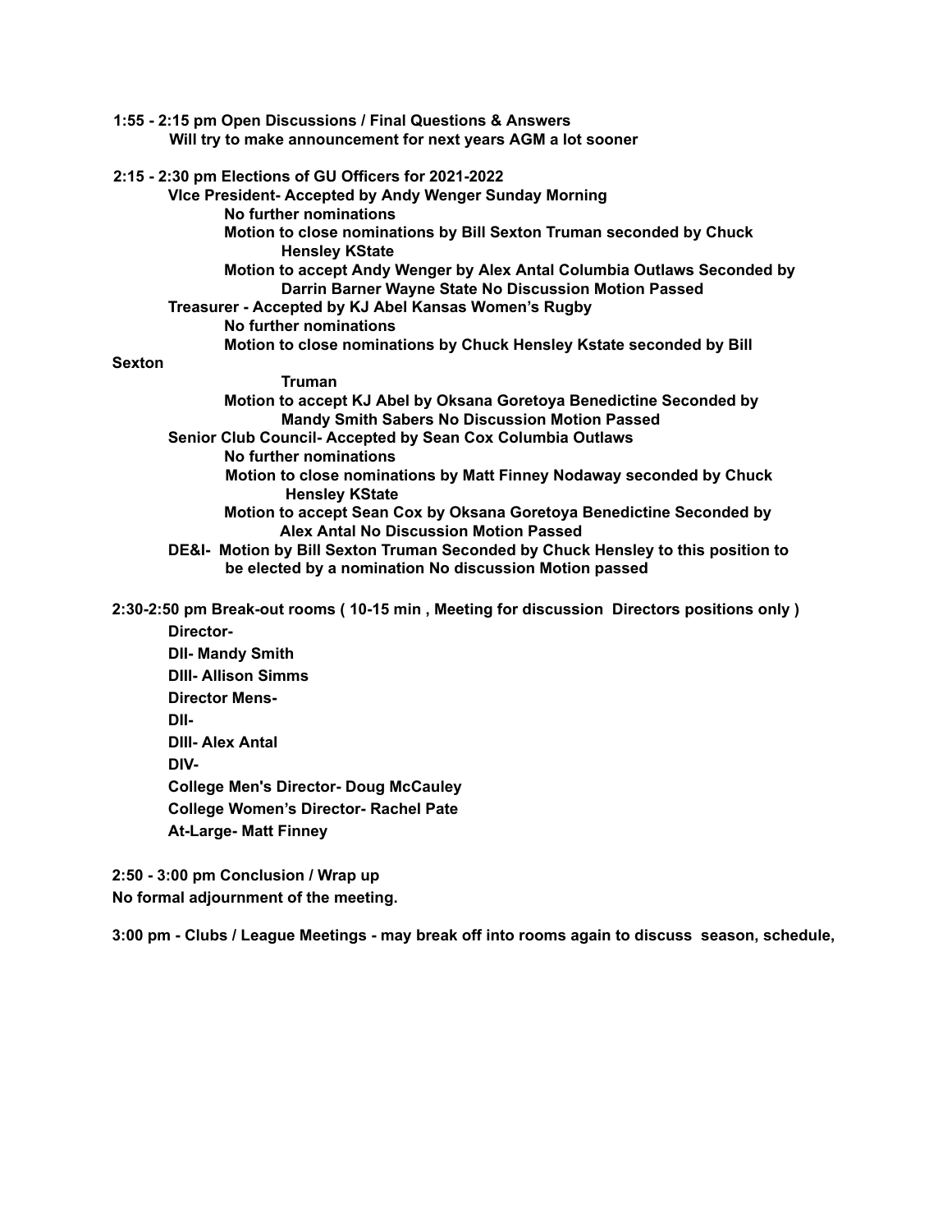**1:55 - 2:15 pm Open Discussions / Final Questions & Answers**

**Will try to make announcement for next years AGM a lot sooner**

**2:15 - 2:30 pm Elections of GU Officers for 2021-2022**

- **VIce President- Accepted by Andy Wenger Sunday Morning**
  - **No further nominations**
  - **Motion to close nominations by Bill Sexton Truman seconded by Chuck Hensley KState**
  - **Motion to accept Andy Wenger by Alex Antal Columbia Outlaws Seconded by Darrin Barner Wayne State No Discussion Motion Passed**
- **Treasurer - Accepted by KJ Abel Kansas Women's Rugby**
  - **No further nominations**
  - **Motion to close nominations by Chuck Hensley Kstate seconded by Bill Sexton Truman**
  - **Motion to accept KJ Abel by Oksana Goretoya Benedictine Seconded by Mandy Smith Sabers No Discussion Motion Passed**
- **Senior Club Council- Accepted by Sean Cox Columbia Outlaws**
  - **No further nominations**
  - **Motion to close nominations by Matt Finney Nodaway seconded by Chuck Hensley KState**
  - **Motion to accept Sean Cox by Oksana Goretoya Benedictine Seconded by Alex Antal No Discussion Motion Passed**
- **DE&I- Motion by Bill Sexton Truman Seconded by Chuck Hensley to this position to be elected by a nomination No discussion Motion passed**

**2:30-2:50 pm Break-out rooms ( 10-15 min , Meeting for discussion Directors positions only )**

**Director-**

**DII- Mandy Smith**

**DIII- Allison Simms**

**Director Mens-**

**DII-**

**DIII- Alex Antal**

**DIV-**

**College Men's Director- Doug McCauley**

**College Women's Director- Rachel Pate**

**At-Large- Matt Finney**

**2:50 - 3:00 pm Conclusion / Wrap up**

**No formal adjournment of the meeting.**

**3:00 pm - Clubs / League Meetings - may break off into rooms again to discuss season, schedule,**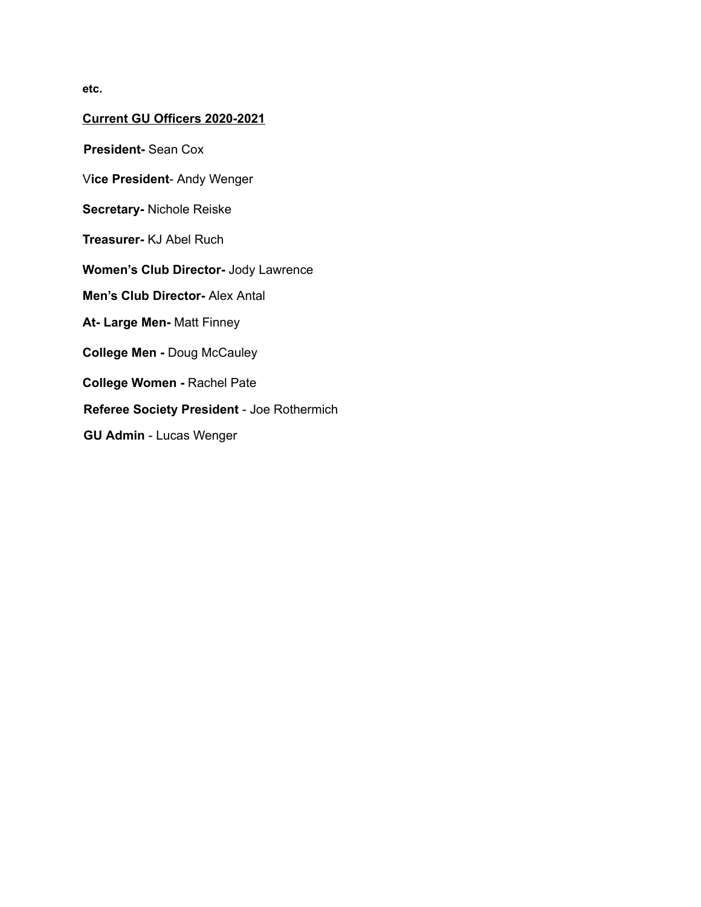**etc.**

**Current GU Officers 2020-2021**

**President-** Sean Cox

V**ice President**- Andy Wenger

**Secretary-** Nichole Reiske

**Treasurer-** KJ Abel Ruch

**Women's Club Director-** Jody Lawrence

**Men's Club Director-** Alex Antal

**At- Large Men-** Matt Finney

**College Men -** Doug McCauley

**College Women -** Rachel Pate

**Referee Society President** - Joe Rothermich

**GU Admin** - Lucas Wenger